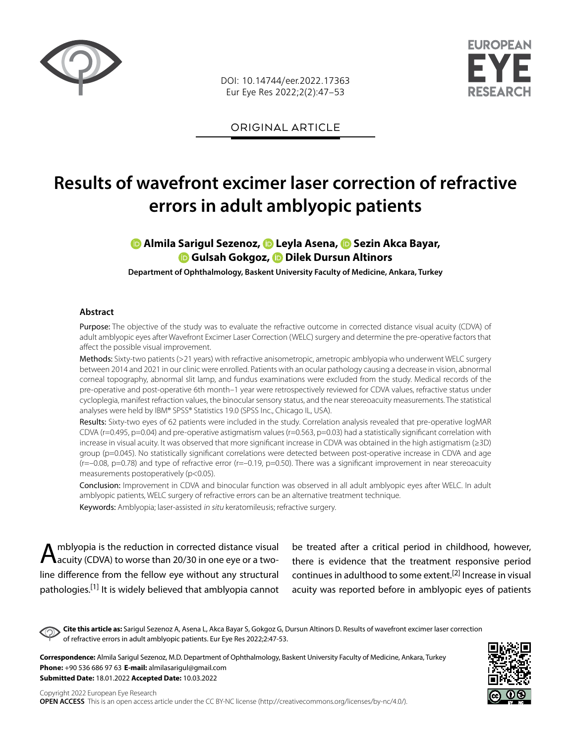DOI: 10.14744/eer.2022.17363

ORIGINAL ARTICLE

# Results of wavefront excimer laser correction of refractive errors in adult amblyopic patients

**Almila Sarigul Sezenoz, Leyla Asena, Sezin Akca Bayar, Gulsah Gokgoz, Dilek Dursun Altinors**

**Department of Ophthalmology, Baskent University Faculty of Medicine, Ankara, Turkey**

## Abstract

Purpose: The objective of the study was to evaluate the refractive outcome in corrected distance visual acuity (CDVA) of adult amblyopic eyes after Wavefront Excimer Laser Correction (WELC) surgery and determine the pre-operative factors that affect the possible visual improvement.

Methods: Sixty-two patients (>21 years) with refractive anisometropic, ametropic amblyopia who underwent WELC surgery between 2014 and 2021 in our clinic were enrolled. Patients with an ocular pathology causing a decrease in vision, abnormal corneal topography, abnormal slit lamp, and fundus examinations were excluded from the study. Medical records of the pre-operative and post-operative 6th month–1 year were retrospectively reviewed for CDVA values, refractive status under cycloplegia, manifest refraction values, the binocular sensory status, and the near stereoacuity measurements. The statistical analyses were held by IBM® SPSS® Statistics 19.0 (SPSS Inc., Chicago IL, USA).

Results: Sixty-two eyes of 62 patients were included in the study. Correlation analysis revealed that pre-operative logMAR CDVA ($r=0.495$, $p=0.04$) and pre-operative astigmatism values ($r=0.563$, $p=0.03$) had a statistically significant correlation with increase in visual acuity. It was observed that more significant increase in CDVA was obtained in the high astigmatism (≥3D) group ($p=0.045$). No statistically significant correlations were detected between post-operative increase in CDVA and age ($r=-0.08$, $p=0.78$) and type of refractive error ($r=-0.19$, $p=0.50$). There was a significant improvement in near stereoacuity measurements postoperatively ($p<0.05$).

Conclusion: Improvement in CDVA and binocular function was observed in all adult amblyopic eyes after WELC. In adult amblyopic patients, WELC surgery of refractive errors can be an alternative treatment technique.

Keywords: Amblyopia; laser-assisted *in situ* keratomileusis; refractive surgery.

Amblyopia is the reduction in corrected distance visual acuity (CDVA) to worse than 20/30 in one eye or a two-line difference from the fellow eye without any structural pathologies.[1] It is widely believed that amblyopia cannot be treated after a critical period in childhood, however, there is evidence that the treatment responsive period continues in adulthood to some extent.[2] Increase in visual acuity was reported before in amblyopic eyes of patients

**Cite this article as:** Sarigul Sezenoz A, Asena L, Akca Bayar S, Gokgoz G, Dursun Altinors D. Results of wavefront excimer laser correction of refractive errors in adult amblyopic patients. Eur Eye Res 2022;2:47-53.

**Correspondence:** Almila Sarigul Sezenoz, M.D. Department of Ophthalmology, Baskent University Faculty of Medicine, Ankara, Turkey
**Phone:** +90 536 686 97 63 **E-mail:** almilasarigul@gmail.com
**Submitted Date:** 18.01.2022 **Accepted Date:** 10.03.2022

Copyright 2022 European Eye Research
**OPEN ACCESS** This is an open access article under the CC BY-NC license (http://creativecommons.org/licenses/by-nc/4.0/).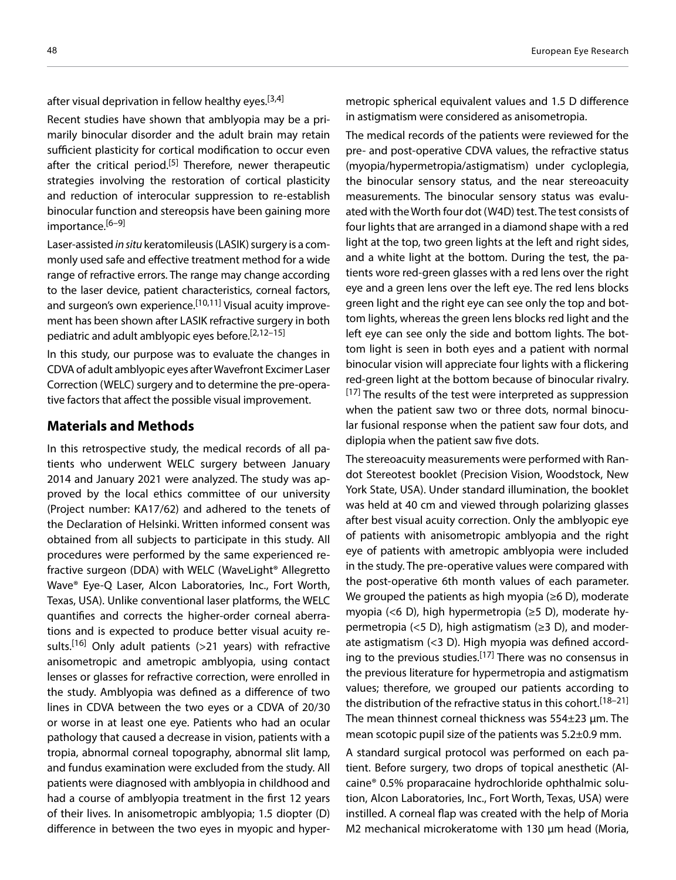after visual deprivation in fellow healthy eyes.[3,4]

Recent studies have shown that amblyopia may be a primarily binocular disorder and the adult brain may retain sufficient plasticity for cortical modification to occur even after the critical period.[5] Therefore, newer therapeutic strategies involving the restoration of cortical plasticity and reduction of interocular suppression to re-establish binocular function and stereopsis have been gaining more importance.[6–9]

Laser-assisted *in situ* keratomileusis (LASIK) surgery is a commonly used safe and effective treatment method for a wide range of refractive errors. The range may change according to the laser device, patient characteristics, corneal factors, and surgeon's own experience.[10,11] Visual acuity improvement has been shown after LASIK refractive surgery in both pediatric and adult amblyopic eyes before.[2,12–15]

In this study, our purpose was to evaluate the changes in CDVA of adult amblyopic eyes after Wavefront Excimer Laser Correction (WELC) surgery and to determine the pre-operative factors that affect the possible visual improvement.

## Materials and Methods

In this retrospective study, the medical records of all patients who underwent WELC surgery between January 2014 and January 2021 were analyzed. The study was approved by the local ethics committee of our university (Project number: KA17/62) and adhered to the tenets of the Declaration of Helsinki. Written informed consent was obtained from all subjects to participate in this study. All procedures were performed by the same experienced refractive surgeon (DDA) with WELC (WaveLight® Allegretto Wave® Eye-Q Laser, Alcon Laboratories, Inc., Fort Worth, Texas, USA). Unlike conventional laser platforms, the WELC quantifies and corrects the higher-order corneal aberrations and is expected to produce better visual acuity results.[16] Only adult patients (>21 years) with refractive anisometropic and ametropic amblyopia, using contact lenses or glasses for refractive correction, were enrolled in the study. Amblyopia was defined as a difference of two lines in CDVA between the two eyes or a CDVA of 20/30 or worse in at least one eye. Patients who had an ocular pathology that caused a decrease in vision, patients with a tropia, abnormal corneal topography, abnormal slit lamp, and fundus examination were excluded from the study. All patients were diagnosed with amblyopia in childhood and had a course of amblyopia treatment in the first 12 years of their lives. In anisometropic amblyopia; 1.5 diopter (D) difference in between the two eyes in myopic and hypermetropic spherical equivalent values and 1.5 D difference in astigmatism were considered as anisometropia.

The medical records of the patients were reviewed for the pre- and post-operative CDVA values, the refractive status (myopia/hypermetropia/astigmatism) under cycloplegia, the binocular sensory status, and the near stereoacuity measurements. The binocular sensory status was evaluated with the Worth four dot (W4D) test. The test consists of four lights that are arranged in a diamond shape with a red light at the top, two green lights at the left and right sides, and a white light at the bottom. During the test, the patients wore red-green glasses with a red lens over the right eye and a green lens over the left eye. The red lens blocks green light and the right eye can see only the top and bottom lights, whereas the green lens blocks red light and the left eye can see only the side and bottom lights. The bottom light is seen in both eyes and a patient with normal binocular vision will appreciate four lights with a flickering red-green light at the bottom because of binocular rivalry.[17] The results of the test were interpreted as suppression when the patient saw two or three dots, normal binocular fusional response when the patient saw four dots, and diplopia when the patient saw five dots.

The stereoacuity measurements were performed with Randot Stereotest booklet (Precision Vision, Woodstock, New York State, USA). Under standard illumination, the booklet was held at 40 cm and viewed through polarizing glasses after best visual acuity correction. Only the amblyopic eye of patients with anisometropic amblyopia and the right eye of patients with ametropic amblyopia were included in the study. The pre-operative values were compared with the post-operative 6th month values of each parameter. We grouped the patients as high myopia (≥6 D), moderate myopia (<6 D), high hypermetropia (≥5 D), moderate hypermetropia (<5 D), high astigmatism (≥3 D), and moderate astigmatism (<3 D). High myopia was defined according to the previous studies.[17] There was no consensus in the previous literature for hypermetropia and astigmatism values; therefore, we grouped our patients according to the distribution of the refractive status in this cohort.[18–21] The mean thinnest corneal thickness was 554±23 µm. The mean scotopic pupil size of the patients was 5.2±0.9 mm.

A standard surgical protocol was performed on each patient. Before surgery, two drops of topical anesthetic (Alcaine® 0.5% proparacaine hydrochloride ophthalmic solution, Alcon Laboratories, Inc., Fort Worth, Texas, USA) were instilled. A corneal flap was created with the help of Moria M2 mechanical microkeratome with 130 µm head (Moria,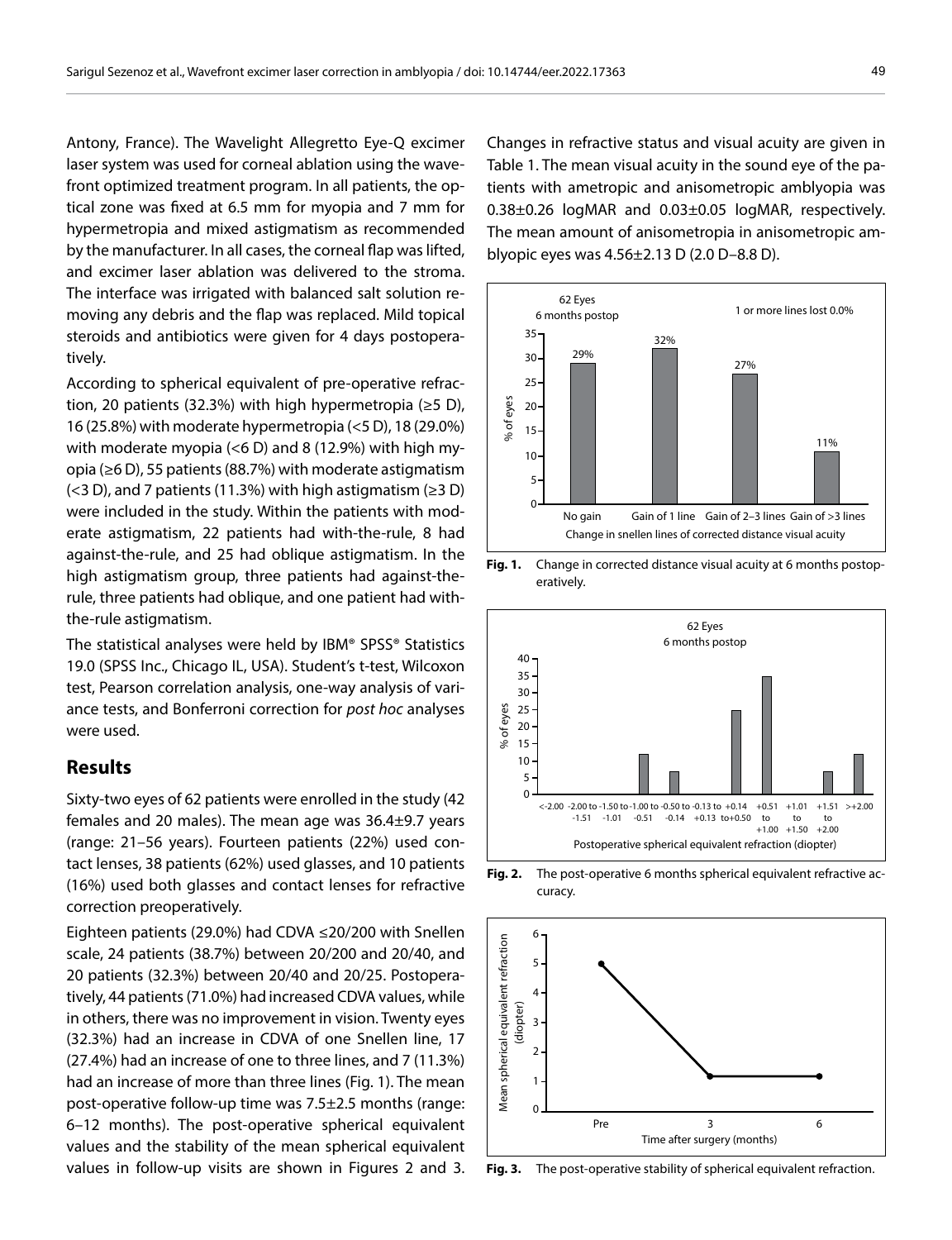Antony, France). The Wavelight Allegretto Eye-Q excimer laser system was used for corneal ablation using the wavefront optimized treatment program. In all patients, the optical zone was fixed at 6.5 mm for myopia and 7 mm for hypermetropia and mixed astigmatism as recommended by the manufacturer. In all cases, the corneal flap was lifted, and excimer laser ablation was delivered to the stroma. The interface was irrigated with balanced salt solution removing any debris and the flap was replaced. Mild topical steroids and antibiotics were given for 4 days postoperatively.

According to spherical equivalent of pre-operative refraction, 20 patients (32.3%) with high hypermetropia (≥5 D), 16 (25.8%) with moderate hypermetropia (<5 D), 18 (29.0%) with moderate myopia (<6 D) and 8 (12.9%) with high myopia (≥6 D), 55 patients (88.7%) with moderate astigmatism (<3 D), and 7 patients (11.3%) with high astigmatism (≥3 D) were included in the study. Within the patients with moderate astigmatism, 22 patients had with-the-rule, 8 had against-the-rule, and 25 had oblique astigmatism. In the high astigmatism group, three patients had against-the-rule, three patients had oblique, and one patient had with-the-rule astigmatism.

The statistical analyses were held by IBM® SPSS® Statistics 19.0 (SPSS Inc., Chicago IL, USA). Student's t-test, Wilcoxon test, Pearson correlation analysis, one-way analysis of variance tests, and Bonferroni correction for *post hoc* analyses were used.

## Results

Sixty-two eyes of 62 patients were enrolled in the study (42 females and 20 males). The mean age was 36.4±9.7 years (range: 21–56 years). Fourteen patients (22%) used contact lenses, 38 patients (62%) used glasses, and 10 patients (16%) used both glasses and contact lenses for refractive correction preoperatively.

Eighteen patients (29.0%) had CDVA ≤20/200 with Snellen scale, 24 patients (38.7%) between 20/200 and 20/40, and 20 patients (32.3%) between 20/40 and 20/25. Postoperatively, 44 patients (71.0%) had increased CDVA values, while in others, there was no improvement in vision. Twenty eyes (32.3%) had an increase in CDVA of one Snellen line, 17 (27.4%) had an increase of one to three lines, and 7 (11.3%) had an increase of more than three lines (Fig. 1). The mean post-operative follow-up time was 7.5±2.5 months (range: 6–12 months). The post-operative spherical equivalent values and the stability of the mean spherical equivalent values in follow-up visits are shown in Figures 2 and 3. Changes in refractive status and visual acuity are given in Table 1. The mean visual acuity in the sound eye of the patients with ametropic and anisometropic amblyopia was 0.38±0.26 logMAR and 0.03±0.05 logMAR, respectively. The mean amount of anisometropia in anisometropic amblyopic eyes was 4.56±2.13 D (2.0 D–8.8 D).

**Fig. 1.** Change in corrected distance visual acuity at 6 months postoperatively.

**Fig. 2.** The post-operative 6 months spherical equivalent refractive accuracy.

**Fig. 3.** The post-operative stability of spherical equivalent refraction.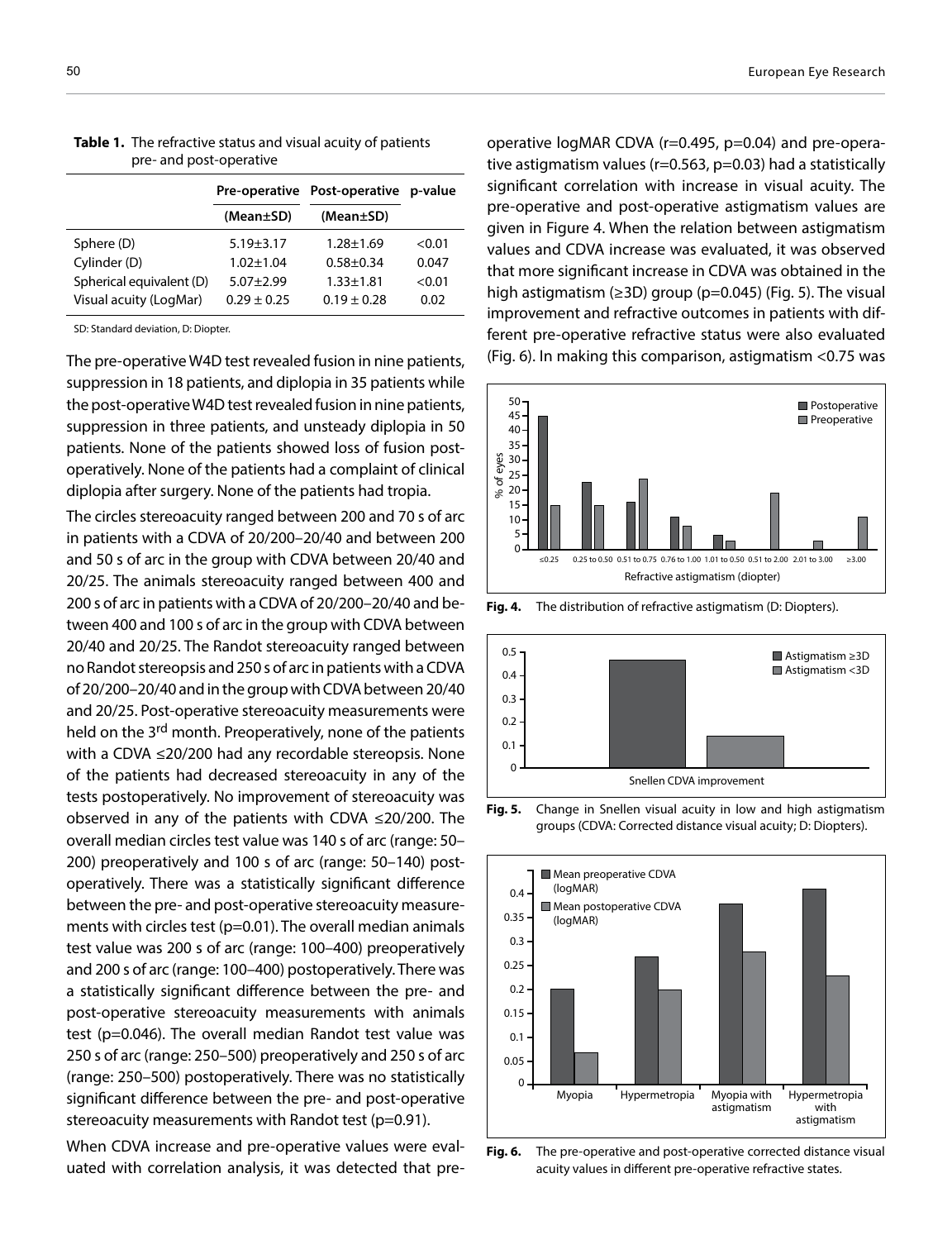**Table 1.** The refractive status and visual acuity of patients pre- and post-operative

| | Pre-operative (Mean±SD) | Post-operative (Mean±SD) | p-value |
|---|---|---|---|
| Sphere (D) | 5.19±3.17 | 1.28±1.69 | <0.01 |
| Cylinder (D) | 1.02±1.04 | 0.58±0.34 | 0.047 |
| Spherical equivalent (D) | 5.07±2.99 | 1.33±1.81 | <0.01 |
| Visual acuity (LogMar) | 0.29 ± 0.25 | 0.19 ± 0.28 | 0.02 |

SD: Standard deviation, D: Diopter.

The pre-operative W4D test revealed fusion in nine patients, suppression in 18 patients, and diplopia in 35 patients while the post-operative W4D test revealed fusion in nine patients, suppression in three patients, and unsteady diplopia in 50 patients. None of the patients showed loss of fusion post-operatively. None of the patients had a complaint of clinical diplopia after surgery. None of the patients had tropia.

The circles stereoacuity ranged between 200 and 70 s of arc in patients with a CDVA of 20/200–20/40 and between 200 and 50 s of arc in the group with CDVA between 20/40 and 20/25. The animals stereoacuity ranged between 400 and 200 s of arc in patients with a CDVA of 20/200–20/40 and between 400 and 100 s of arc in the group with CDVA between 20/40 and 20/25. The Randot stereoacuity ranged between no Randot stereopsis and 250 s of arc in patients with a CDVA of 20/200–20/40 and in the group with CDVA between 20/40 and 20/25. Post-operative stereoacuity measurements were held on the 3rd month. Preoperatively, none of the patients with a CDVA ≤20/200 had any recordable stereopsis. None of the patients had decreased stereoacuity in any of the tests postoperatively. No improvement of stereoacuity was observed in any of the patients with CDVA ≤20/200. The overall median circles test value was 140 s of arc (range: 50–200) preoperatively and 100 s of arc (range: 50–140) post-operatively. There was a statistically significant difference between the pre- and post-operative stereoacuity measurements with circles test (p=0.01). The overall median animals test value was 200 s of arc (range: 100–400) preoperatively and 200 s of arc (range: 100–400) postoperatively. There was a statistically significant difference between the pre- and post-operative stereoacuity measurements with animals test (p=0.046). The overall median Randot test value was 250 s of arc (range: 250–500) preoperatively and 250 s of arc (range: 250–500) postoperatively. There was no statistically significant difference between the pre- and post-operative stereoacuity measurements with Randot test (p=0.91).

When CDVA increase and pre-operative values were evaluated with correlation analysis, it was detected that pre-operative logMAR CDVA (r=0.495, p=0.04) and pre-operative astigmatism values (r=0.563, p=0.03) had a statistically significant correlation with increase in visual acuity. The pre-operative and post-operative astigmatism values are given in Figure 4. When the relation between astigmatism values and CDVA increase was evaluated, it was observed that more significant increase in CDVA was obtained in the high astigmatism (≥3D) group (p=0.045) (Fig. 5). The visual improvement and refractive outcomes in patients with different pre-operative refractive status were also evaluated (Fig. 6). In making this comparison, astigmatism <0.75 was

**Fig. 4.** The distribution of refractive astigmatism (D: Diopters).

**Fig. 5.** Change in Snellen visual acuity in low and high astigmatism groups (CDVA: Corrected distance visual acuity; D: Diopters).

**Fig. 6.** The pre-operative and post-operative corrected distance visual acuity values in different pre-operative refractive states.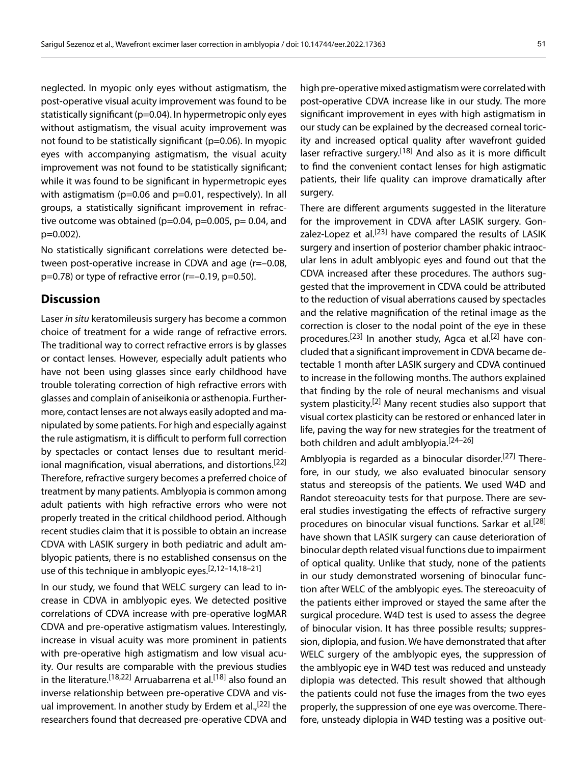neglected. In myopic only eyes without astigmatism, the post-operative visual acuity improvement was found to be statistically significant (p=0.04). In hypermetropic only eyes without astigmatism, the visual acuity improvement was not found to be statistically significant (p=0.06). In myopic eyes with accompanying astigmatism, the visual acuity improvement was not found to be statistically significant; while it was found to be significant in hypermetropic eyes with astigmatism (p=0.06 and p=0.01, respectively). In all groups, a statistically significant improvement in refractive outcome was obtained (p=0.04, p=0.005, p= 0.04, and p=0.002).

No statistically significant correlations were detected between post-operative increase in CDVA and age (r=–0.08, p=0.78) or type of refractive error (r=–0.19, p=0.50).

## Discussion

Laser *in situ* keratomileusis surgery has become a common choice of treatment for a wide range of refractive errors. The traditional way to correct refractive errors is by glasses or contact lenses. However, especially adult patients who have not been using glasses since early childhood have trouble tolerating correction of high refractive errors with glasses and complain of aniseikonia or asthenopia. Furthermore, contact lenses are not always easily adopted and manipulated by some patients. For high and especially against the rule astigmatism, it is difficult to perform full correction by spectacles or contact lenses due to resultant meridional magnification, visual aberrations, and distortions.[22] Therefore, refractive surgery becomes a preferred choice of treatment by many patients. Amblyopia is common among adult patients with high refractive errors who were not properly treated in the critical childhood period. Although recent studies claim that it is possible to obtain an increase CDVA with LASIK surgery in both pediatric and adult amblyopic patients, there is no established consensus on the use of this technique in amblyopic eyes.[2,12–14,18–21]

In our study, we found that WELC surgery can lead to increase in CDVA in amblyopic eyes. We detected positive correlations of CDVA increase with pre-operative logMAR CDVA and pre-operative astigmatism values. Interestingly, increase in visual acuity was more prominent in patients with pre-operative high astigmatism and low visual acuity. Our results are comparable with the previous studies in the literature.[18,22] Arruabarrena et al.[18] also found an inverse relationship between pre-operative CDVA and visual improvement. In another study by Erdem et al.,[22] the researchers found that decreased pre-operative CDVA and high pre-operative mixed astigmatism were correlated with post-operative CDVA increase like in our study. The more significant improvement in eyes with high astigmatism in our study can be explained by the decreased corneal toricity and increased optical quality after wavefront guided laser refractive surgery.[18] And also as it is more difficult to find the convenient contact lenses for high astigmatic patients, their life quality can improve dramatically after surgery.

There are different arguments suggested in the literature for the improvement in CDVA after LASIK surgery. Gonzalez-Lopez et al.[23] have compared the results of LASIK surgery and insertion of posterior chamber phakic intraocular lens in adult amblyopic eyes and found out that the CDVA increased after these procedures. The authors suggested that the improvement in CDVA could be attributed to the reduction of visual aberrations caused by spectacles and the relative magnification of the retinal image as the correction is closer to the nodal point of the eye in these procedures.[23] In another study, Agca et al.[2] have concluded that a significant improvement in CDVA became detectable 1 month after LASIK surgery and CDVA continued to increase in the following months. The authors explained that finding by the role of neural mechanisms and visual system plasticity.[2] Many recent studies also support that visual cortex plasticity can be restored or enhanced later in life, paving the way for new strategies for the treatment of both children and adult amblyopia.[24–26]

Amblyopia is regarded as a binocular disorder.[27] Therefore, in our study, we also evaluated binocular sensory status and stereopsis of the patients. We used W4D and Randot stereoacuity tests for that purpose. There are several studies investigating the effects of refractive surgery procedures on binocular visual functions. Sarkar et al.[28] have shown that LASIK surgery can cause deterioration of binocular depth related visual functions due to impairment of optical quality. Unlike that study, none of the patients in our study demonstrated worsening of binocular function after WELC of the amblyopic eyes. The stereoacuity of the patients either improved or stayed the same after the surgical procedure. W4D test is used to assess the degree of binocular vision. It has three possible results; suppression, diplopia, and fusion. We have demonstrated that after WELC surgery of the amblyopic eyes, the suppression of the amblyopic eye in W4D test was reduced and unsteady diplopia was detected. This result showed that although the patients could not fuse the images from the two eyes properly, the suppression of one eye was overcome. Therefore, unsteady diplopia in W4D testing was a positive out-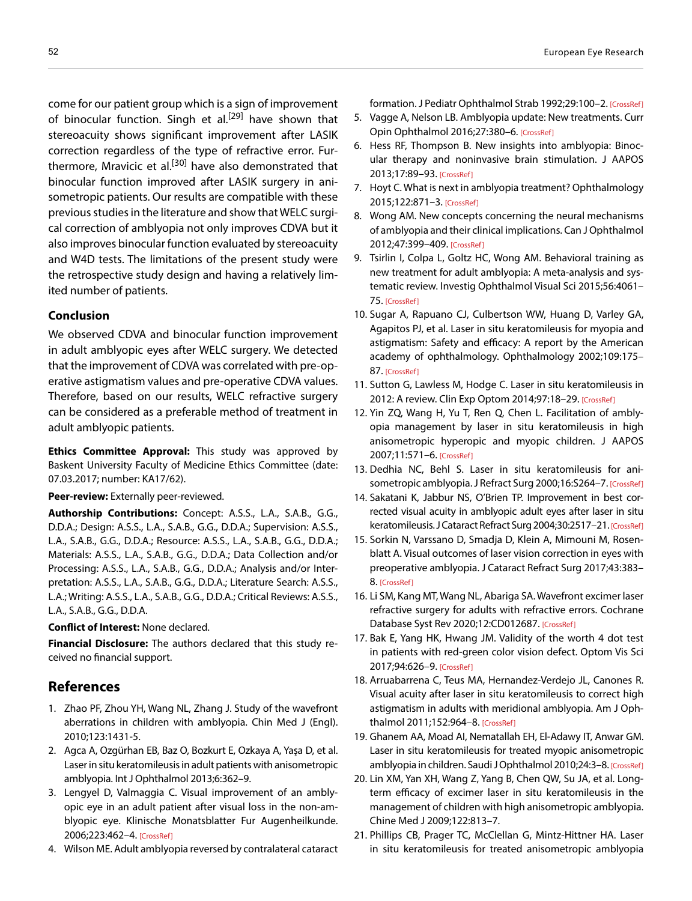come for our patient group which is a sign of improvement of binocular function. Singh et al.[29] have shown that stereoacuity shows significant improvement after LASIK correction regardless of the type of refractive error. Furthermore, Mravicic et al.[30] have also demonstrated that binocular function improved after LASIK surgery in anisometropic patients. Our results are compatible with these previous studies in the literature and show that WELC surgical correction of amblyopia not only improves CDVA but it also improves binocular function evaluated by stereoacuity and W4D tests. The limitations of the present study were the retrospective study design and having a relatively limited number of patients.

### Conclusion

We observed CDVA and binocular function improvement in adult amblyopic eyes after WELC surgery. We detected that the improvement of CDVA was correlated with pre-operative astigmatism values and pre-operative CDVA values. Therefore, based on our results, WELC refractive surgery can be considered as a preferable method of treatment in adult amblyopic patients.

**Ethics Committee Approval:** This study was approved by Baskent University Faculty of Medicine Ethics Committee (date: 07.03.2017; number: KA17/62).

**Peer-review:** Externally peer-reviewed.

**Authorship Contributions:** Concept: A.S.S., L.A., S.A.B., G.G., D.D.A.; Design: A.S.S., L.A., S.A.B., G.G., D.D.A.; Supervision: A.S.S., L.A., S.A.B., G.G., D.D.A.; Resource: A.S.S., L.A., S.A.B., G.G., D.D.A.; Materials: A.S.S., L.A., S.A.B., G.G., D.D.A.; Data Collection and/or Processing: A.S.S., L.A., S.A.B., G.G., D.D.A.; Analysis and/or Interpretation: A.S.S., L.A., S.A.B., G.G., D.D.A.; Literature Search: A.S.S., L.A.; Writing: A.S.S., L.A., S.A.B., G.G., D.D.A.; Critical Reviews: A.S.S., L.A., S.A.B., G.G., D.D.A.

**Conflict of Interest:** None declared.

**Financial Disclosure:** The authors declared that this study received no financial support.

## References

1. Zhao PF, Zhou YH, Wang NL, Zhang J. Study of the wavefront aberrations in children with amblyopia. Chin Med J (Engl). 2010;123:1431-5.
2. Agca A, Ozgürhan EB, Baz O, Bozkurt E, Ozkaya A, Yaşa D, et al. Laser in situ keratomileusis in adult patients with anisometropic amblyopia. Int J Ophthalmol 2013;6:362–9.
3. Lengyel D, Valmaggia C. Visual improvement of an amblyopic eye in an adult patient after visual loss in the non-amblyopic eye. Klinische Monatsblatter Fur Augenheilkunde. 2006;223:462–4. [CrossRef]
4. Wilson ME. Adult amblyopia reversed by contralateral cataract formation. J Pediatr Ophthalmol Strab 1992;29:100–2. [CrossRef]
5. Vagge A, Nelson LB. Amblyopia update: New treatments. Curr Opin Ophthalmol 2016;27:380–6. [CrossRef]
6. Hess RF, Thompson B. New insights into amblyopia: Binocular therapy and noninvasive brain stimulation. J AAPOS 2013;17:89–93. [CrossRef]
7. Hoyt C. What is next in amblyopia treatment? Ophthalmology 2015;122:871–3. [CrossRef]
8. Wong AM. New concepts concerning the neural mechanisms of amblyopia and their clinical implications. Can J Ophthalmol 2012;47:399–409. [CrossRef]
9. Tsirlin I, Colpa L, Goltz HC, Wong AM. Behavioral training as new treatment for adult amblyopia: A meta-analysis and systematic review. Investig Ophthalmol Visual Sci 2015;56:4061–75. [CrossRef]
10. Sugar A, Rapuano CJ, Culbertson WW, Huang D, Varley GA, Agapitos PJ, et al. Laser in situ keratomileusis for myopia and astigmatism: Safety and efficacy: A report by the American academy of ophthalmology. Ophthalmology 2002;109:175–87. [CrossRef]
11. Sutton G, Lawless M, Hodge C. Laser in situ keratomileusis in 2012: A review. Clin Exp Optom 2014;97:18–29. [CrossRef]
12. Yin ZQ, Wang H, Yu T, Ren Q, Chen L. Facilitation of amblyopia management by laser in situ keratomileusis in high anisometropic hyperopic and myopic children. J AAPOS 2007;11:571–6. [CrossRef]
13. Dedhia NC, Behl S. Laser in situ keratomileusis for anisometropic amblyopia. J Refract Surg 2000;16:S264–7. [CrossRef]
14. Sakatani K, Jabbur NS, O'Brien TP. Improvement in best corrected visual acuity in amblyopic adult eyes after laser in situ keratomileusis. J Cataract Refract Surg 2004;30:2517–21. [CrossRef]
15. Sorkin N, Varssano D, Smadja D, Klein A, Mimouni M, Rosenblatt A. Visual outcomes of laser vision correction in eyes with preoperative amblyopia. J Cataract Refract Surg 2017;43:383–8. [CrossRef]
16. Li SM, Kang MT, Wang NL, Abariga SA. Wavefront excimer laser refractive surgery for adults with refractive errors. Cochrane Database Syst Rev 2020;12:CD012687. [CrossRef]
17. Bak E, Yang HK, Hwang JM. Validity of the worth 4 dot test in patients with red-green color vision defect. Optom Vis Sci 2017;94:626–9. [CrossRef]
18. Arruabarrena C, Teus MA, Hernandez-Verdejo JL, Canones R. Visual acuity after laser in situ keratomileusis to correct high astigmatism in adults with meridional amblyopia. Am J Ophthalmol 2011;152:964–8. [CrossRef]
19. Ghanem AA, Moad AI, Nematallah EH, El-Adawy IT, Anwar GM. Laser in situ keratomileusis for treated myopic anisometropic amblyopia in children. Saudi J Ophthalmol 2010;24:3–8. [CrossRef]
20. Lin XM, Yan XH, Wang Z, Yang B, Chen QW, Su JA, et al. Long-term efficacy of excimer laser in situ keratomileusis in the management of children with high anisometropic amblyopia. Chine Med J 2009;122:813–7.
21. Phillips CB, Prager TC, McClellan G, Mintz-Hittner HA. Laser in situ keratomileusis for treated anisometropic amblyopia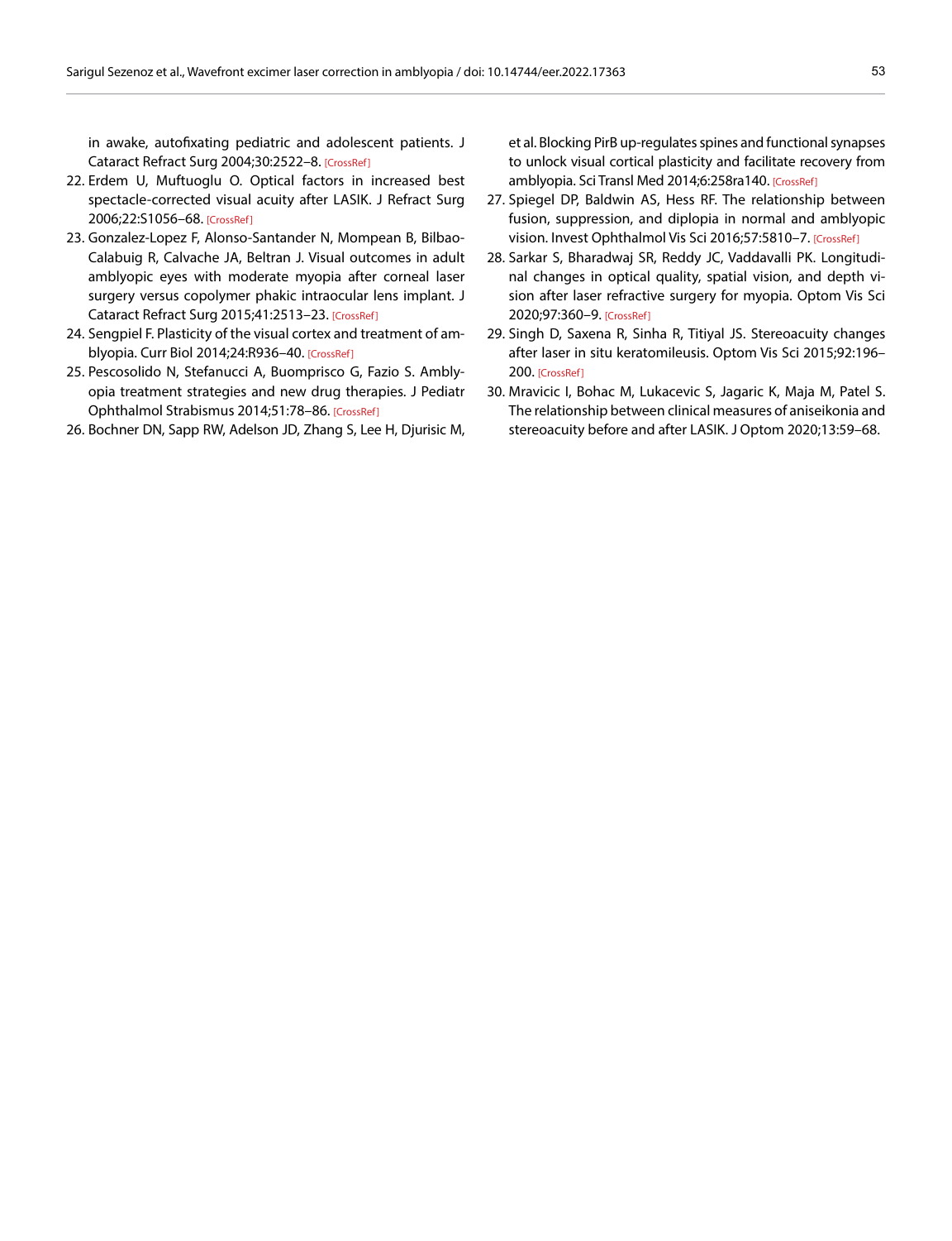in awake, autofixating pediatric and adolescent patients. J Cataract Refract Surg 2004;30:2522–8. [CrossRef]

22. Erdem U, Muftuoglu O. Optical factors in increased best spectacle-corrected visual acuity after LASIK. J Refract Surg 2006;22:S1056–68. [CrossRef]
23. Gonzalez-Lopez F, Alonso-Santander N, Mompean B, Bilbao-Calabuig R, Calvache JA, Beltran J. Visual outcomes in adult amblyopic eyes with moderate myopia after corneal laser surgery versus copolymer phakic intraocular lens implant. J Cataract Refract Surg 2015;41:2513–23. [CrossRef]
24. Sengpiel F. Plasticity of the visual cortex and treatment of amblyopia. Curr Biol 2014;24:R936–40. [CrossRef]
25. Pescosolido N, Stefanucci A, Buomprisco G, Fazio S. Amblyopia treatment strategies and new drug therapies. J Pediatr Ophthalmol Strabismus 2014;51:78–86. [CrossRef]
26. Bochner DN, Sapp RW, Adelson JD, Zhang S, Lee H, Djurisic M, et al. Blocking PirB up-regulates spines and functional synapses to unlock visual cortical plasticity and facilitate recovery from amblyopia. Sci Transl Med 2014;6:258ra140. [CrossRef]
27. Spiegel DP, Baldwin AS, Hess RF. The relationship between fusion, suppression, and diplopia in normal and amblyopic vision. Invest Ophthalmol Vis Sci 2016;57:5810–7. [CrossRef]
28. Sarkar S, Bharadwaj SR, Reddy JC, Vaddavalli PK. Longitudinal changes in optical quality, spatial vision, and depth vision after laser refractive surgery for myopia. Optom Vis Sci 2020;97:360–9. [CrossRef]
29. Singh D, Saxena R, Sinha R, Titiyal JS. Stereoacuity changes after laser in situ keratomileusis. Optom Vis Sci 2015;92:196–200. [CrossRef]
30. Mravicic I, Bohac M, Lukacevic S, Jagaric K, Maja M, Patel S. The relationship between clinical measures of aniseikonia and stereoacuity before and after LASIK. J Optom 2020;13:59–68.